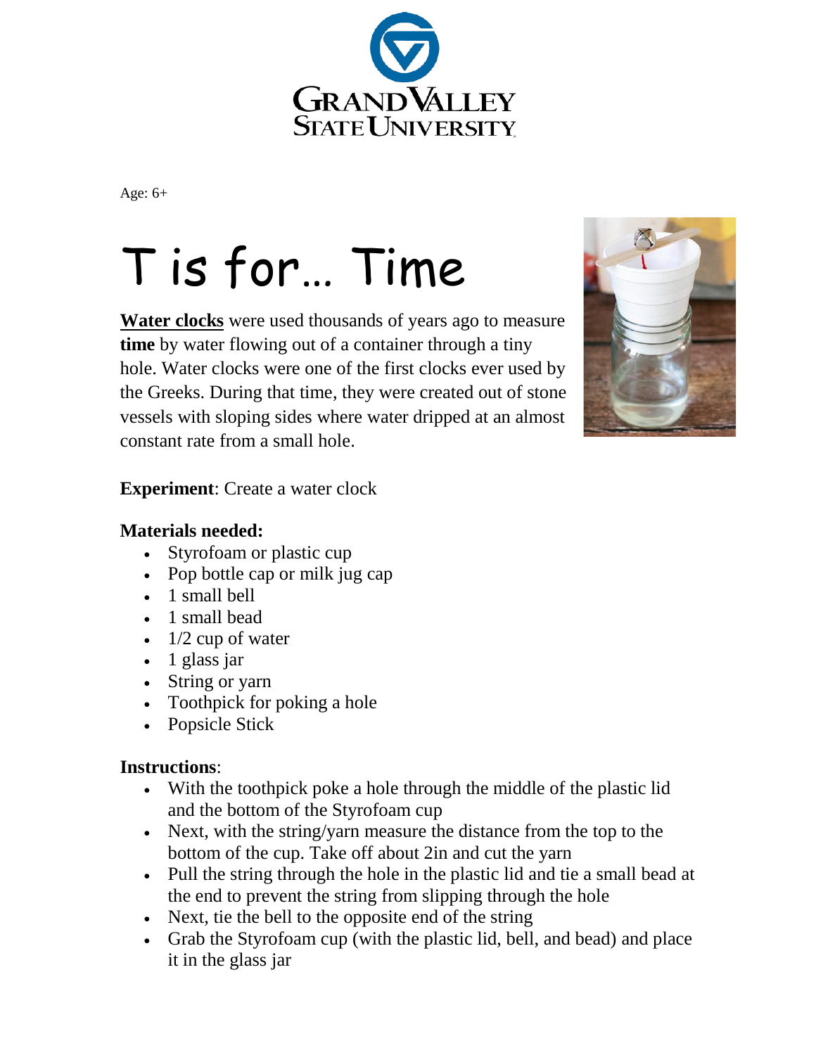Age: 6+

# T is for… Time

**Water clocks** were used thousands of years ago to measure **time** by water flowing out of a container through a tiny hole. Water clocks were one of the first clocks ever used by the Greeks. During that time, they were created out of stone vessels with sloping sides where water dripped at an almost constant rate from a small hole.

**Experiment**: Create a water clock

### Materials needed:

- Styrofoam or plastic cup
- Pop bottle cap or milk jug cap
- 1 small bell
- 1 small bead
- 1/2 cup of water
- 1 glass jar
- String or yarn
- Toothpick for poking a hole
- Popsicle Stick

### Instructions:

- With the toothpick poke a hole through the middle of the plastic lid and the bottom of the Styrofoam cup
- Next, with the string/yarn measure the distance from the top to the bottom of the cup. Take off about 2in and cut the yarn
- Pull the string through the hole in the plastic lid and tie a small bead at the end to prevent the string from slipping through the hole
- Next, tie the bell to the opposite end of the string
- Grab the Styrofoam cup (with the plastic lid, bell, and bead) and place it in the glass jar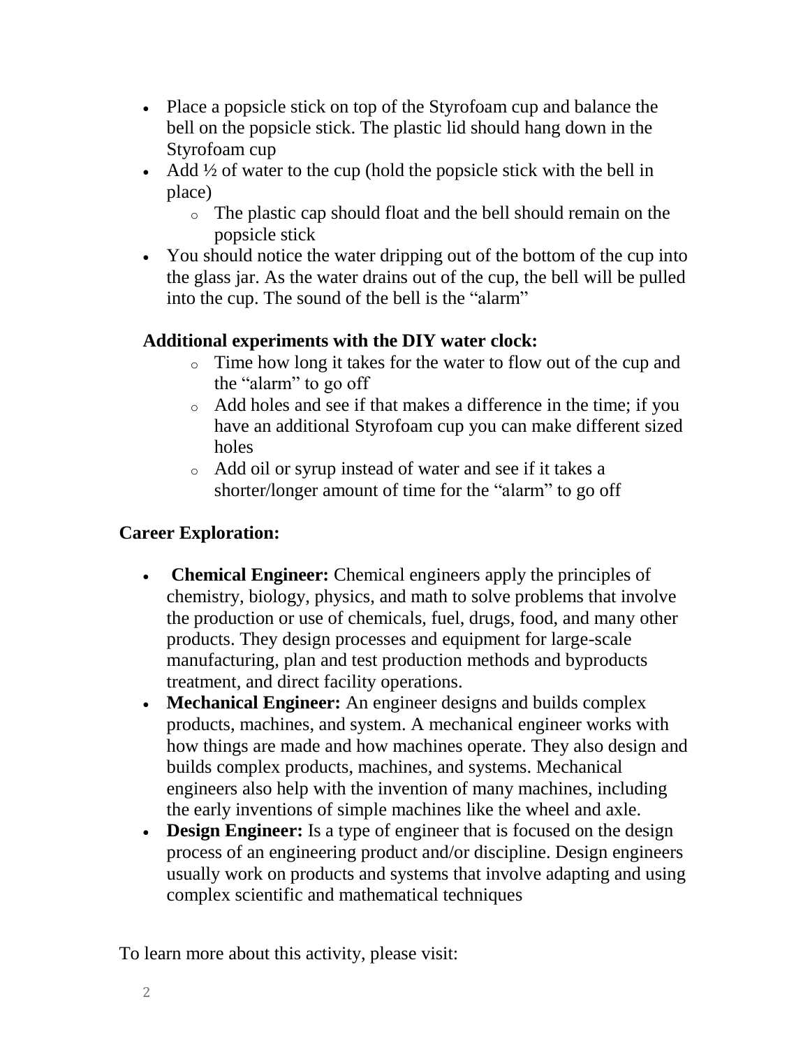- Place a popsicle stick on top of the Styrofoam cup and balance the bell on the popsicle stick. The plastic lid should hang down in the Styrofoam cup
- Add ½ of water to the cup (hold the popsicle stick with the bell in place)
  - The plastic cap should float and the bell should remain on the popsicle stick
- You should notice the water dripping out of the bottom of the cup into the glass jar. As the water drains out of the cup, the bell will be pulled into the cup. The sound of the bell is the "alarm"

**Additional experiments with the DIY water clock:**

- Time how long it takes for the water to flow out of the cup and the "alarm" to go off
- Add holes and see if that makes a difference in the time; if you have an additional Styrofoam cup you can make different sized holes
- Add oil or syrup instead of water and see if it takes a shorter/longer amount of time for the "alarm" to go off

**Career Exploration:**

- **Chemical Engineer:** Chemical engineers apply the principles of chemistry, biology, physics, and math to solve problems that involve the production or use of chemicals, fuel, drugs, food, and many other products. They design processes and equipment for large-scale manufacturing, plan and test production methods and byproducts treatment, and direct facility operations.
- **Mechanical Engineer:** An engineer designs and builds complex products, machines, and system. A mechanical engineer works with how things are made and how machines operate. They also design and builds complex products, machines, and systems. Mechanical engineers also help with the invention of many machines, including the early inventions of simple machines like the wheel and axle.
- **Design Engineer:** Is a type of engineer that is focused on the design process of an engineering product and/or discipline. Design engineers usually work on products and systems that involve adapting and using complex scientific and mathematical techniques

To learn more about this activity, please visit: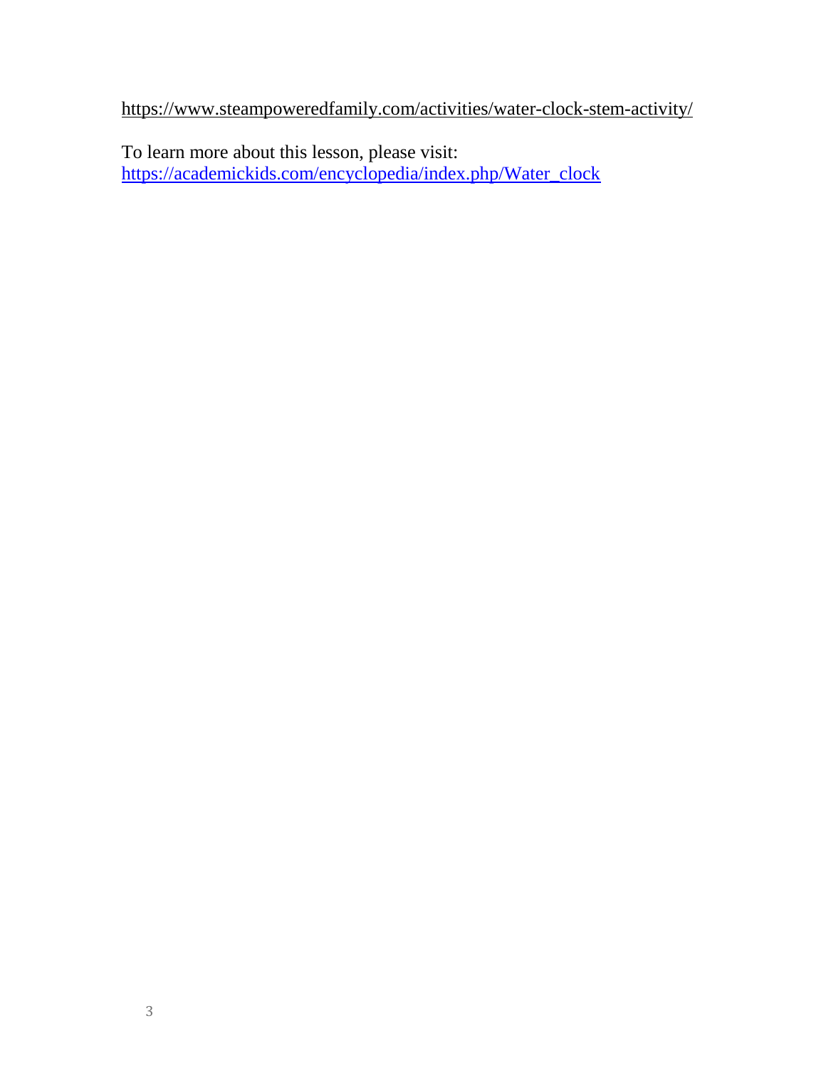https://www.steampoweredfamily.com/activities/water-clock-stem-activity/

To learn more about this lesson, please visit:
https://academickids.com/encyclopedia/index.php/Water_clock